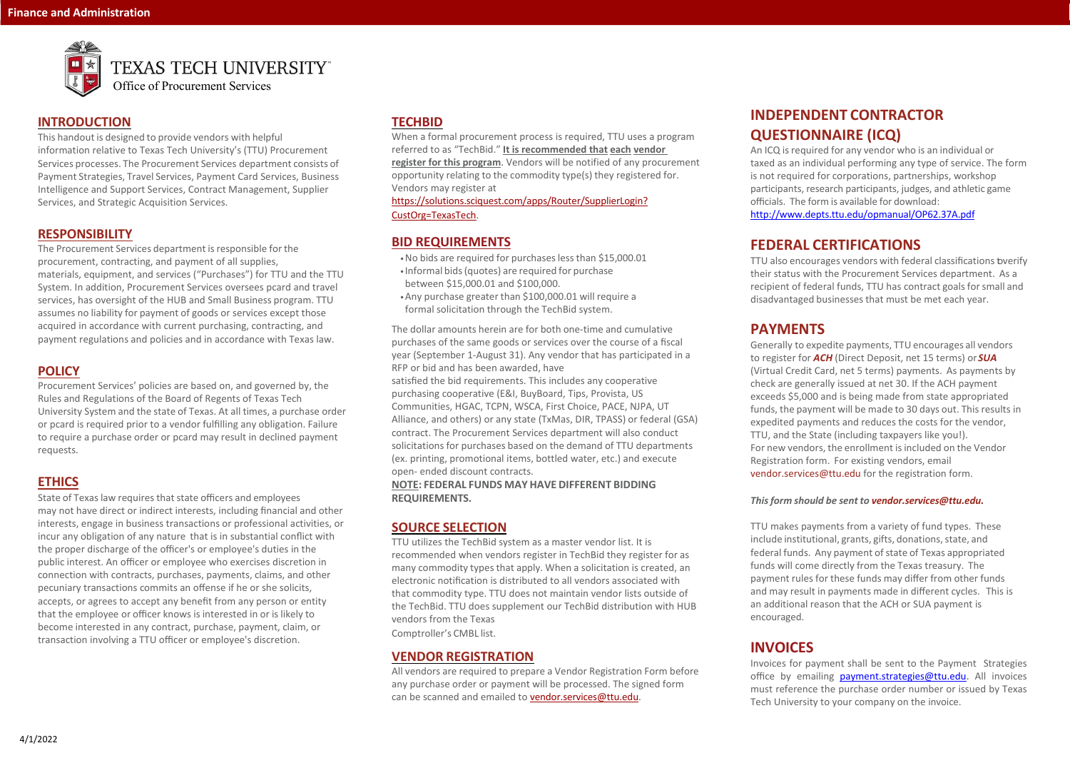Finance and Administration

TEXAS TECH UNIVERSITY
Office of Procurement Services

## INTRODUCTION

This handout is designed to provide vendors with helpful information relative to Texas Tech University's (TTU) Procurement Services processes. The Procurement Services department consists of Payment Strategies, Travel Services, Payment Card Services, Business Intelligence and Support Services, Contract Management, Supplier Services, and Strategic Acquisition Services.

## RESPONSIBILITY

The Procurement Services department is responsible for the procurement, contracting, and payment of all supplies, materials, equipment, and services ("Purchases") for TTU and the TTU System. In addition, Procurement Services oversees pcard and travel services, has oversight of the HUB and Small Business program. TTU assumes no liability for payment of goods or services except those acquired in accordance with current purchasing, contracting, and payment regulations and policies and in accordance with Texas law.

## POLICY

Procurement Services' policies are based on, and governed by, the Rules and Regulations of the Board of Regents of Texas Tech University System and the state of Texas. At all times, a purchase order or pcard is required prior to a vendor fulfilling any obligation. Failure to require a purchase order or pcard may result in declined payment requests.

## ETHICS

State of Texas law requires that state officers and employees may not have direct or indirect interests, including financial and other interests, engage in business transactions or professional activities, or incur any obligation of any nature that is in substantial conflict with the proper discharge of the officer's or employee's duties in the public interest. An officer or employee who exercises discretion in connection with contracts, purchases, payments, claims, and other pecuniary transactions commits an offense if he or she solicits, accepts, or agrees to accept any benefit from any person or entity that the employee or officer knows is interested in or is likely to become interested in any contract, purchase, payment, claim, or transaction involving a TTU officer or employee's discretion.

## TECHBID

When a formal procurement process is required, TTU uses a program referred to as "TechBid." **It is recommended that each vendor register for this program**. Vendors will be notified of any procurement opportunity relating to the commodity type(s) they registered for. Vendors may register at https://solutions.sciquest.com/apps/Router/SupplierLogin?CustOrg=TexasTech.

## BID REQUIREMENTS

- No bids are required for purchases less than $15,000.01
- Informal bids (quotes) are required for purchase between $15,000.01 and $100,000.
- Any purchase greater than $100,000.01 will require a formal solicitation through the TechBid system.

The dollar amounts herein are for both one-time and cumulative purchases of the same goods or services over the course of a fiscal year (September 1-August 31). Any vendor that has participated in a RFP or bid and has been awarded, have satisfied the bid requirements. This includes any cooperative purchasing cooperative (E&I, BuyBoard, Tips, Provista, US Communities, HGAC, TCPN, WSCA, First Choice, PACE, NJPA, UT Alliance, and others) or any state (TxMas, DIR, TPASS) or federal (GSA) contract. The Procurement Services department will also conduct solicitations for purchases based on the demand of TTU departments (ex. printing, promotional items, bottled water, etc.) and execute open- ended discount contracts.

**NOTE: FEDERAL FUNDS MAY HAVE DIFFERENT BIDDING REQUIREMENTS.**

## SOURCE SELECTION

TTU utilizes the TechBid system as a master vendor list. It is recommended when vendors register in TechBid they register for as many commodity types that apply. When a solicitation is created, an electronic notification is distributed to all vendors associated with that commodity type. TTU does not maintain vendor lists outside of the TechBid. TTU does supplement our TechBid distribution with HUB vendors from the Texas Comptroller's CMBL list.

## VENDOR REGISTRATION

All vendors are required to prepare a Vendor Registration Form before any purchase order or payment will be processed. The signed form can be scanned and emailed to vendor.services@ttu.edu.

## INDEPENDENT CONTRACTOR QUESTIONNAIRE (ICQ)

An ICQ is required for any vendor who is an individual or taxed as an individual performing any type of service. The form is not required for corporations, partnerships, workshop participants, research participants, judges, and athletic game officials. The form is available for download: http://www.depts.ttu.edu/opmanual/OP62.37A.pdf

## FEDERAL CERTIFICATIONS

TTU also encourages vendors with federal classifications to verify their status with the Procurement Services department. As a recipient of federal funds, TTU has contract goals for small and disadvantaged businesses that must be met each year.

## PAYMENTS

Generally to expedite payments, TTU encourages all vendors to register for ***ACH*** (Direct Deposit, net 15 terms) or ***SUA*** (Virtual Credit Card, net 5 terms) payments. As payments by check are generally issued at net 30. If the ACH payment exceeds $5,000 and is being made from state appropriated funds, the payment will be made to 30 days out. This results in expedited payments and reduces the costs for the vendor, TTU, and the State (including taxpayers like you!). For new vendors, the enrollment is included on the Vendor Registration form. For existing vendors, email vendor.services@ttu.edu for the registration form.

***This form should be sent to vendor.services@ttu.edu.***

TTU makes payments from a variety of fund types. These include institutional, grants, gifts, donations, state, and federal funds. Any payment of state of Texas appropriated funds will come directly from the Texas treasury. The payment rules for these funds may differ from other funds and may result in payments made in different cycles. This is an additional reason that the ACH or SUA payment is encouraged.

## INVOICES

Invoices for payment shall be sent to the Payment Strategies office by emailing payment.strategies@ttu.edu. All invoices must reference the purchase order number or issued by Texas Tech University to your company on the invoice.

4/1/2022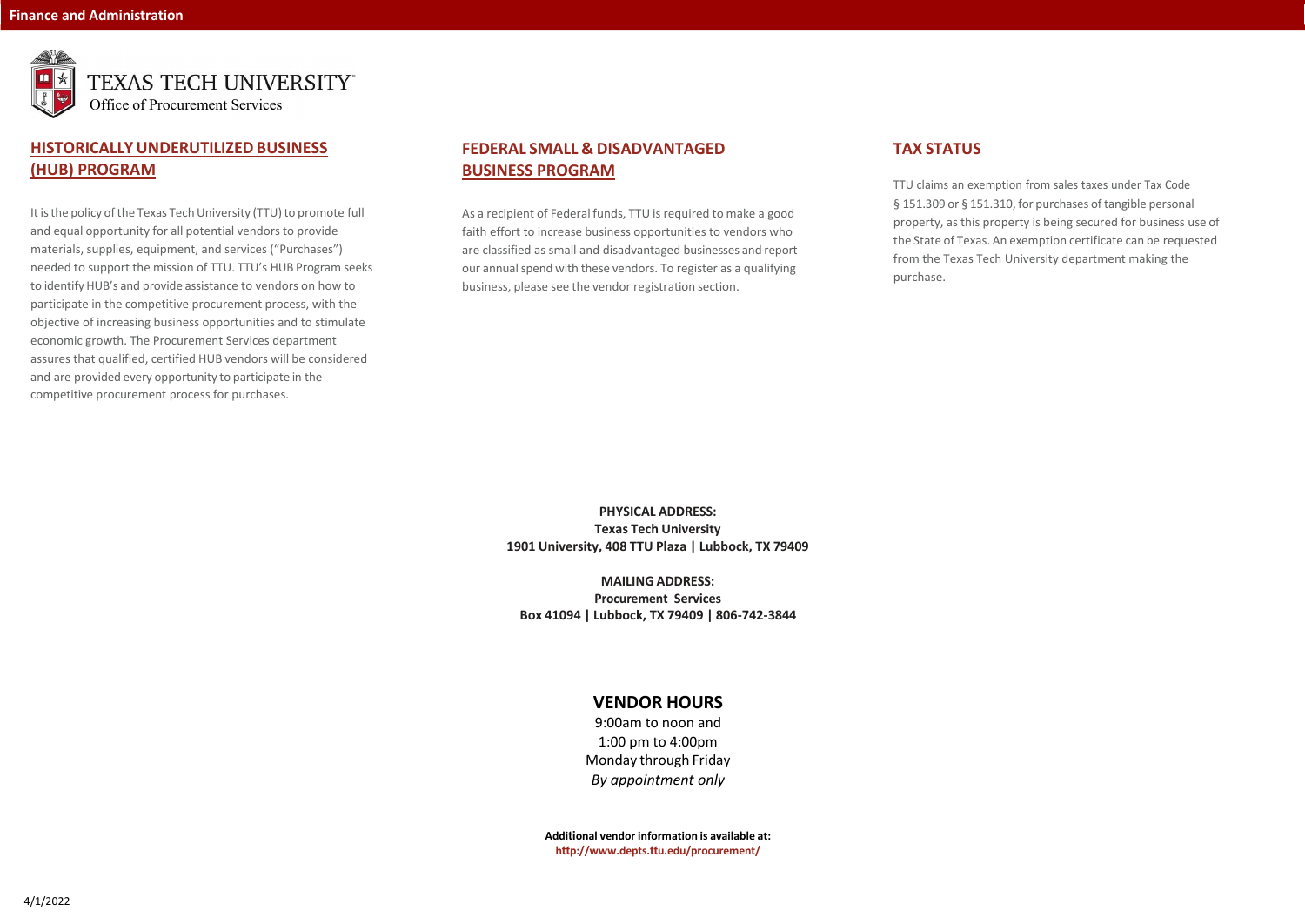Finance and Administration

TEXAS TECH UNIVERSITY
Office of Procurement Services

## HISTORICALLY UNDERUTILIZED BUSINESS (HUB) PROGRAM

It is the policy of the Texas Tech University (TTU) to promote full and equal opportunity for all potential vendors to provide materials, supplies, equipment, and services ("Purchases") needed to support the mission of TTU. TTU's HUB Program seeks to identify HUB's and provide assistance to vendors on how to participate in the competitive procurement process, with the objective of increasing business opportunities and to stimulate economic growth. The Procurement Services department assures that qualified, certified HUB vendors will be considered and are provided every opportunity to participate in the competitive procurement process for purchases.

## FEDERAL SMALL & DISADVANTAGED BUSINESS PROGRAM

As a recipient of Federal funds, TTU is required to make a good faith effort to increase business opportunities to vendors who are classified as small and disadvantaged businesses and report our annual spend with these vendors. To register as a qualifying business, please see the vendor registration section.

## TAX STATUS

TTU claims an exemption from sales taxes under Tax Code § 151.309 or § 151.310, for purchases of tangible personal property, as this property is being secured for business use of the State of Texas. An exemption certificate can be requested from the Texas Tech University department making the purchase.

**PHYSICAL ADDRESS:**
**Texas Tech University**
**1901 University, 408 TTU Plaza | Lubbock, TX 79409**

**MAILING ADDRESS:**
**Procurement Services**
**Box 41094 | Lubbock, TX 79409 | 806-742-3844**

## VENDOR HOURS

9:00am to noon and
1:00 pm to 4:00pm
Monday through Friday
*By appointment only*

**Additional vendor information is available at:**
**http://www.depts.ttu.edu/procurement/**

4/1/2022